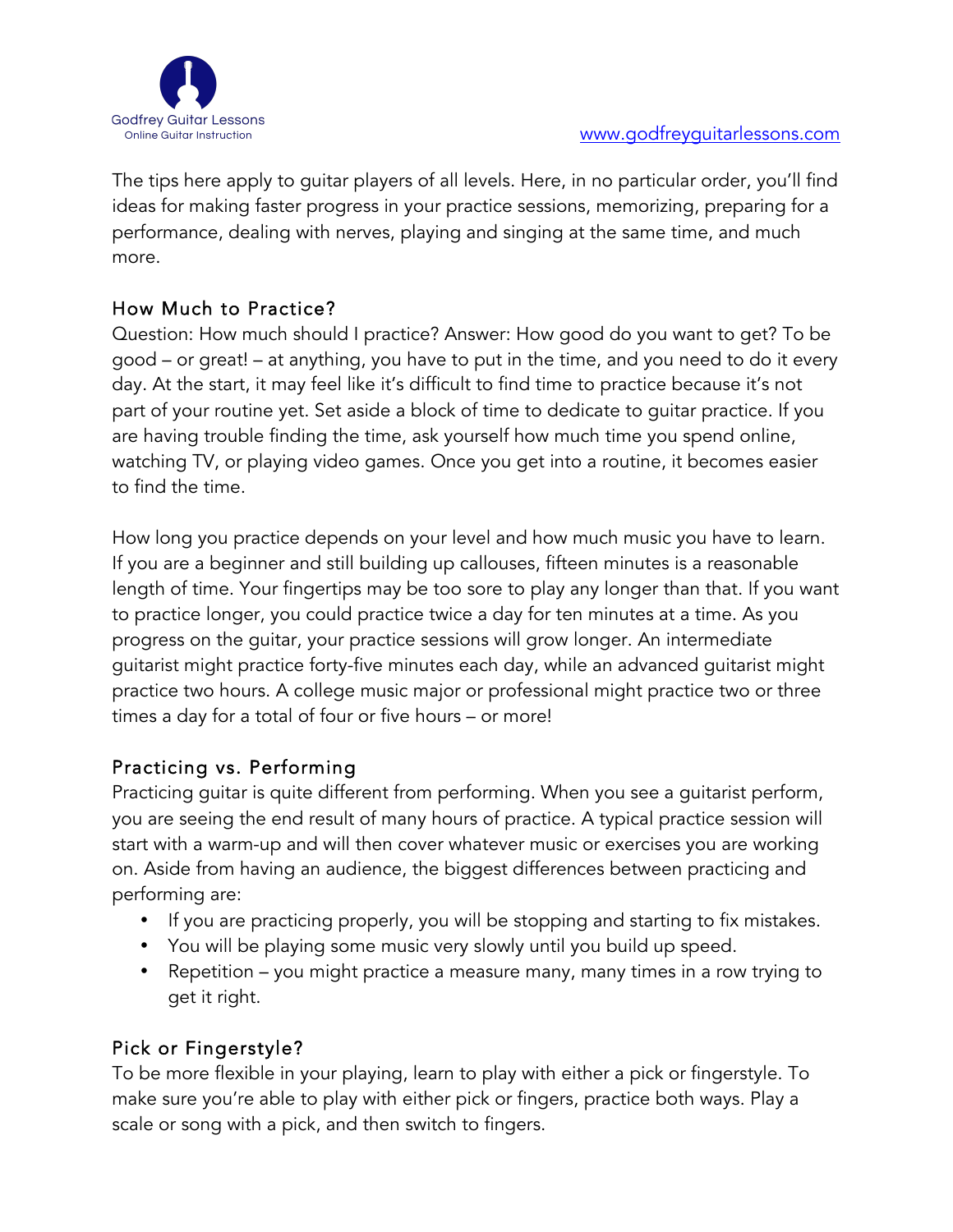Godfrey Guitar Lessons
Online Guitar Instruction

www.godfreyguitarlessons.com

The tips here apply to guitar players of all levels. Here, in no particular order, you'll find ideas for making faster progress in your practice sessions, memorizing, preparing for a performance, dealing with nerves, playing and singing at the same time, and much more.

## How Much to Practice?

Question: How much should I practice? Answer: How good do you want to get? To be good – or great! – at anything, you have to put in the time, and you need to do it every day. At the start, it may feel like it's difficult to find time to practice because it's not part of your routine yet. Set aside a block of time to dedicate to guitar practice. If you are having trouble finding the time, ask yourself how much time you spend online, watching TV, or playing video games. Once you get into a routine, it becomes easier to find the time.

How long you practice depends on your level and how much music you have to learn. If you are a beginner and still building up callouses, fifteen minutes is a reasonable length of time. Your fingertips may be too sore to play any longer than that. If you want to practice longer, you could practice twice a day for ten minutes at a time. As you progress on the guitar, your practice sessions will grow longer. An intermediate guitarist might practice forty-five minutes each day, while an advanced guitarist might practice two hours. A college music major or professional might practice two or three times a day for a total of four or five hours – or more!

## Practicing vs. Performing

Practicing guitar is quite different from performing. When you see a guitarist perform, you are seeing the end result of many hours of practice. A typical practice session will start with a warm-up and will then cover whatever music or exercises you are working on. Aside from having an audience, the biggest differences between practicing and performing are:

- If you are practicing properly, you will be stopping and starting to fix mistakes.
- You will be playing some music very slowly until you build up speed.
- Repetition – you might practice a measure many, many times in a row trying to get it right.

## Pick or Fingerstyle?

To be more flexible in your playing, learn to play with either a pick or fingerstyle. To make sure you're able to play with either pick or fingers, practice both ways. Play a scale or song with a pick, and then switch to fingers.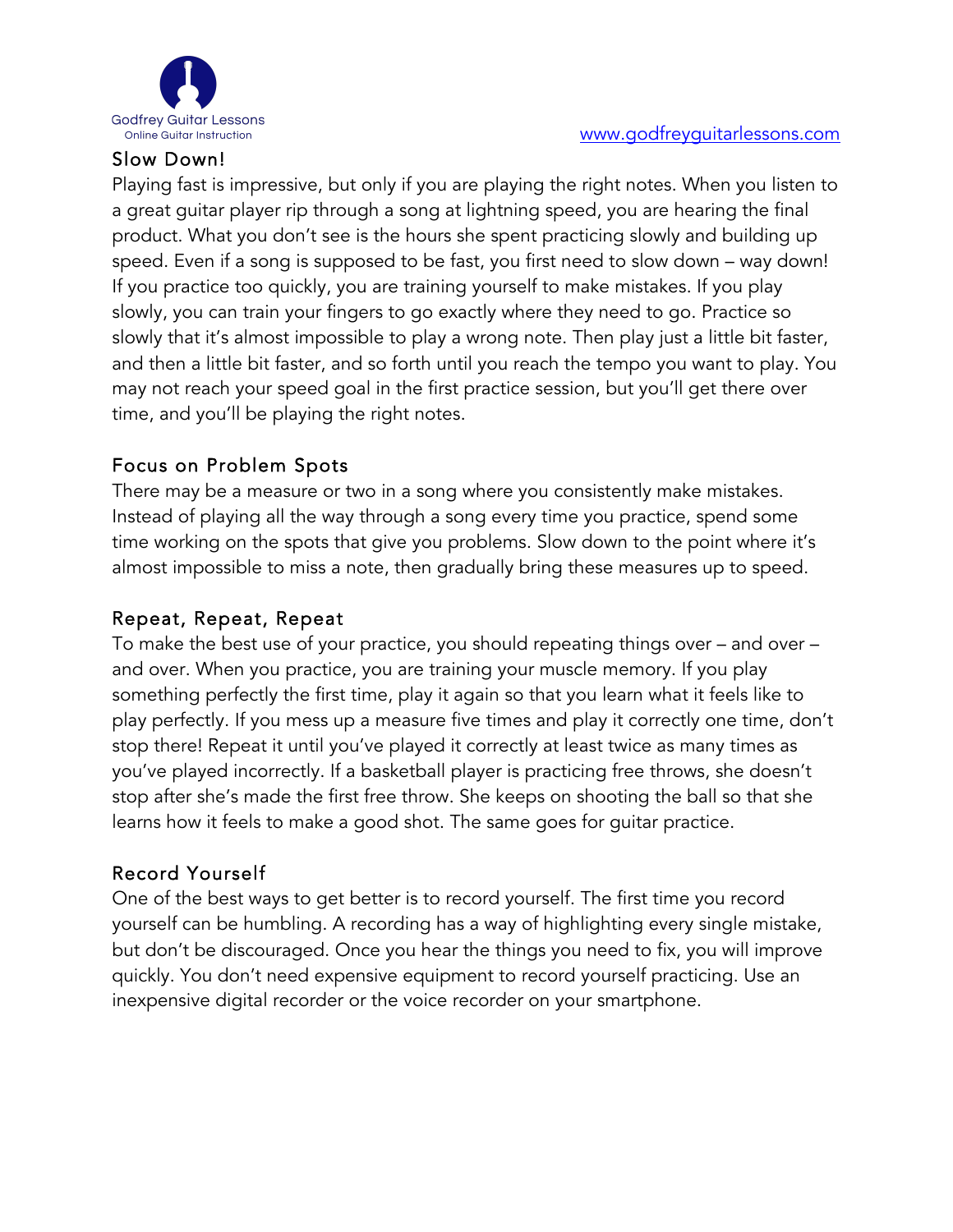## Slow Down!

Playing fast is impressive, but only if you are playing the right notes. When you listen to a great guitar player rip through a song at lightning speed, you are hearing the final product. What you don't see is the hours she spent practicing slowly and building up speed. Even if a song is supposed to be fast, you first need to slow down – way down! If you practice too quickly, you are training yourself to make mistakes. If you play slowly, you can train your fingers to go exactly where they need to go. Practice so slowly that it's almost impossible to play a wrong note. Then play just a little bit faster, and then a little bit faster, and so forth until you reach the tempo you want to play. You may not reach your speed goal in the first practice session, but you'll get there over time, and you'll be playing the right notes.

## Focus on Problem Spots

There may be a measure or two in a song where you consistently make mistakes. Instead of playing all the way through a song every time you practice, spend some time working on the spots that give you problems. Slow down to the point where it's almost impossible to miss a note, then gradually bring these measures up to speed.

## Repeat, Repeat, Repeat

To make the best use of your practice, you should repeating things over – and over – and over. When you practice, you are training your muscle memory. If you play something perfectly the first time, play it again so that you learn what it feels like to play perfectly. If you mess up a measure five times and play it correctly one time, don't stop there! Repeat it until you've played it correctly at least twice as many times as you've played incorrectly. If a basketball player is practicing free throws, she doesn't stop after she's made the first free throw. She keeps on shooting the ball so that she learns how it feels to make a good shot. The same goes for guitar practice.

## Record Yourself

One of the best ways to get better is to record yourself. The first time you record yourself can be humbling. A recording has a way of highlighting every single mistake, but don't be discouraged. Once you hear the things you need to fix, you will improve quickly. You don't need expensive equipment to record yourself practicing. Use an inexpensive digital recorder or the voice recorder on your smartphone.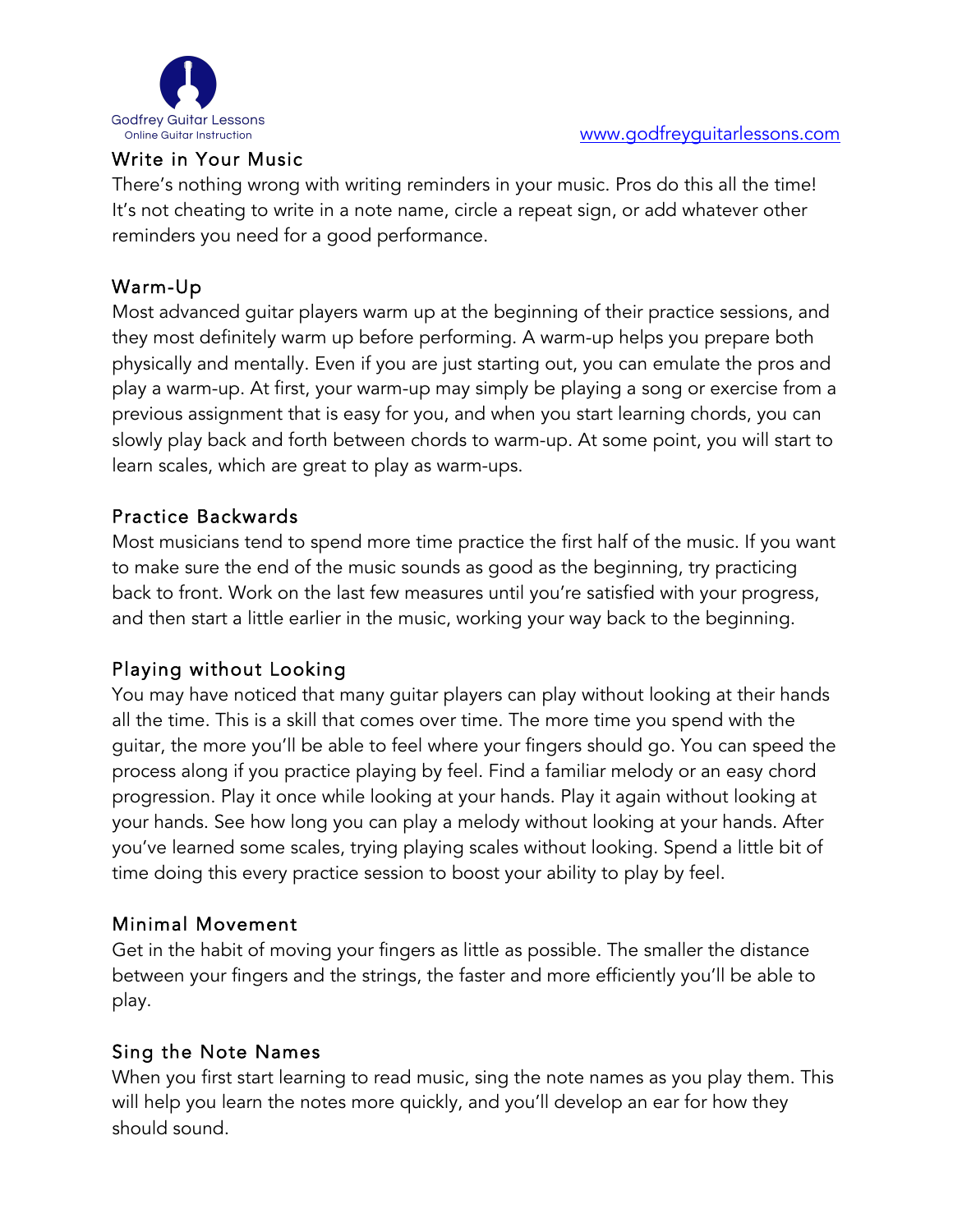## Write in Your Music

There's nothing wrong with writing reminders in your music. Pros do this all the time! It's not cheating to write in a note name, circle a repeat sign, or add whatever other reminders you need for a good performance.

## Warm-Up

Most advanced guitar players warm up at the beginning of their practice sessions, and they most definitely warm up before performing. A warm-up helps you prepare both physically and mentally. Even if you are just starting out, you can emulate the pros and play a warm-up. At first, your warm-up may simply be playing a song or exercise from a previous assignment that is easy for you, and when you start learning chords, you can slowly play back and forth between chords to warm-up. At some point, you will start to learn scales, which are great to play as warm-ups.

## Practice Backwards

Most musicians tend to spend more time practice the first half of the music. If you want to make sure the end of the music sounds as good as the beginning, try practicing back to front. Work on the last few measures until you're satisfied with your progress, and then start a little earlier in the music, working your way back to the beginning.

## Playing without Looking

You may have noticed that many guitar players can play without looking at their hands all the time. This is a skill that comes over time. The more time you spend with the guitar, the more you'll be able to feel where your fingers should go. You can speed the process along if you practice playing by feel. Find a familiar melody or an easy chord progression. Play it once while looking at your hands. Play it again without looking at your hands. See how long you can play a melody without looking at your hands. After you've learned some scales, trying playing scales without looking. Spend a little bit of time doing this every practice session to boost your ability to play by feel.

## Minimal Movement

Get in the habit of moving your fingers as little as possible. The smaller the distance between your fingers and the strings, the faster and more efficiently you'll be able to play.

## Sing the Note Names

When you first start learning to read music, sing the note names as you play them. This will help you learn the notes more quickly, and you'll develop an ear for how they should sound.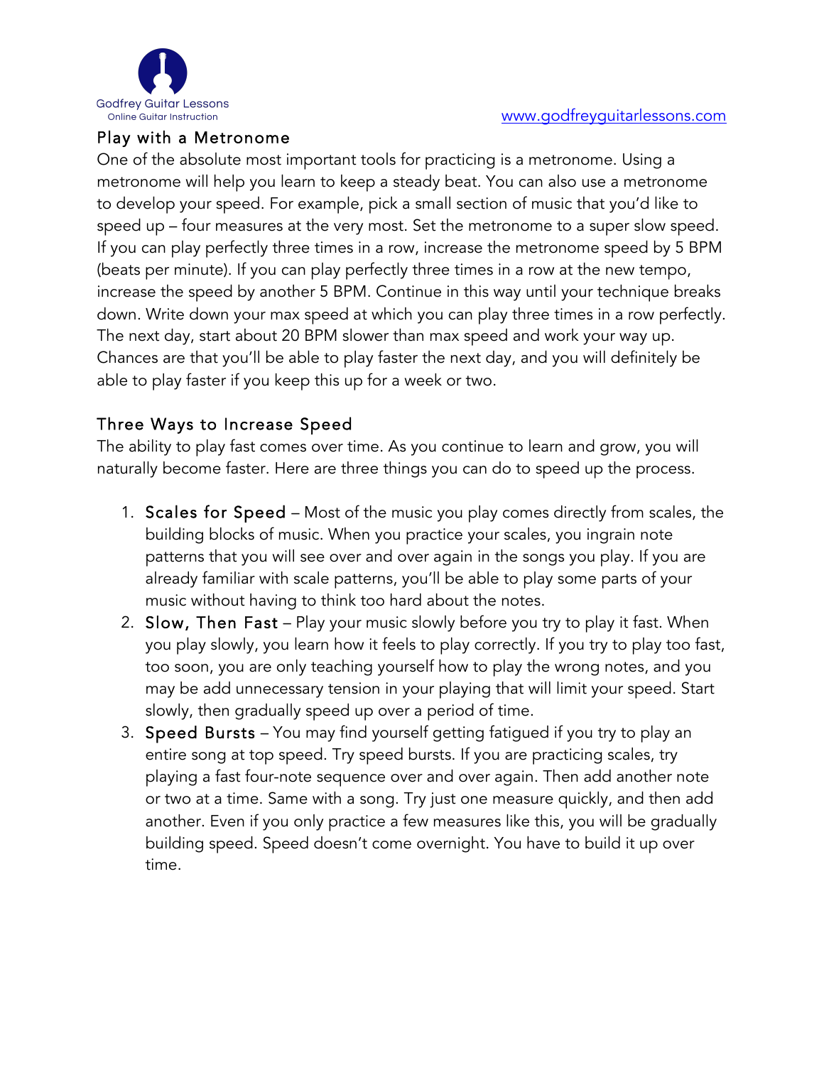## Play with a Metronome

One of the absolute most important tools for practicing is a metronome. Using a metronome will help you learn to keep a steady beat. You can also use a metronome to develop your speed. For example, pick a small section of music that you'd like to speed up – four measures at the very most. Set the metronome to a super slow speed. If you can play perfectly three times in a row, increase the metronome speed by 5 BPM (beats per minute). If you can play perfectly three times in a row at the new tempo, increase the speed by another 5 BPM. Continue in this way until your technique breaks down. Write down your max speed at which you can play three times in a row perfectly. The next day, start about 20 BPM slower than max speed and work your way up. Chances are that you'll be able to play faster the next day, and you will definitely be able to play faster if you keep this up for a week or two.

## Three Ways to Increase Speed

The ability to play fast comes over time. As you continue to learn and grow, you will naturally become faster. Here are three things you can do to speed up the process.

1. Scales for Speed – Most of the music you play comes directly from scales, the building blocks of music. When you practice your scales, you ingrain note patterns that you will see over and over again in the songs you play. If you are already familiar with scale patterns, you'll be able to play some parts of your music without having to think too hard about the notes.
2. Slow, Then Fast – Play your music slowly before you try to play it fast. When you play slowly, you learn how it feels to play correctly. If you try to play too fast, too soon, you are only teaching yourself how to play the wrong notes, and you may be add unnecessary tension in your playing that will limit your speed. Start slowly, then gradually speed up over a period of time.
3. Speed Bursts – You may find yourself getting fatigued if you try to play an entire song at top speed. Try speed bursts. If you are practicing scales, try playing a fast four-note sequence over and over again. Then add another note or two at a time. Same with a song. Try just one measure quickly, and then add another. Even if you only practice a few measures like this, you will be gradually building speed. Speed doesn't come overnight. You have to build it up over time.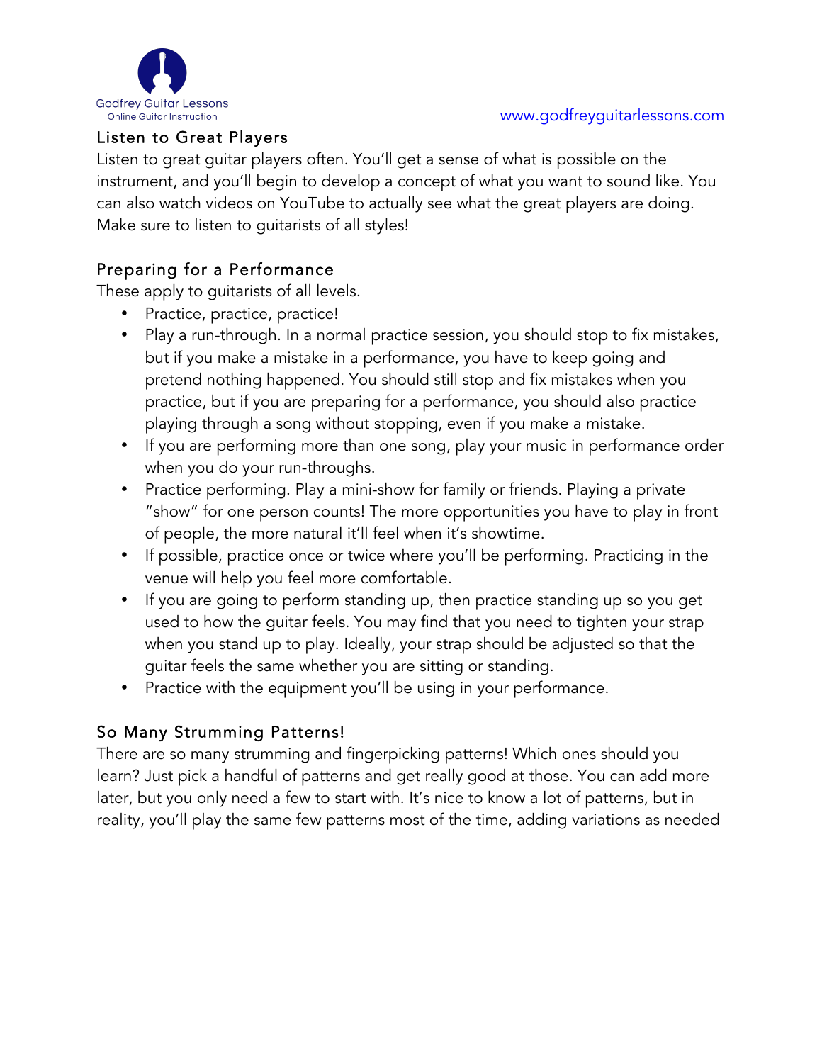## Listen to Great Players

Listen to great guitar players often. You'll get a sense of what is possible on the instrument, and you'll begin to develop a concept of what you want to sound like. You can also watch videos on YouTube to actually see what the great players are doing. Make sure to listen to guitarists of all styles!

## Preparing for a Performance

These apply to guitarists of all levels.

- Practice, practice, practice!
- Play a run-through. In a normal practice session, you should stop to fix mistakes, but if you make a mistake in a performance, you have to keep going and pretend nothing happened. You should still stop and fix mistakes when you practice, but if you are preparing for a performance, you should also practice playing through a song without stopping, even if you make a mistake.
- If you are performing more than one song, play your music in performance order when you do your run-throughs.
- Practice performing. Play a mini-show for family or friends. Playing a private "show" for one person counts! The more opportunities you have to play in front of people, the more natural it'll feel when it's showtime.
- If possible, practice once or twice where you'll be performing. Practicing in the venue will help you feel more comfortable.
- If you are going to perform standing up, then practice standing up so you get used to how the guitar feels. You may find that you need to tighten your strap when you stand up to play. Ideally, your strap should be adjusted so that the guitar feels the same whether you are sitting or standing.
- Practice with the equipment you'll be using in your performance.

## So Many Strumming Patterns!

There are so many strumming and fingerpicking patterns! Which ones should you learn? Just pick a handful of patterns and get really good at those. You can add more later, but you only need a few to start with. It's nice to know a lot of patterns, but in reality, you'll play the same few patterns most of the time, adding variations as needed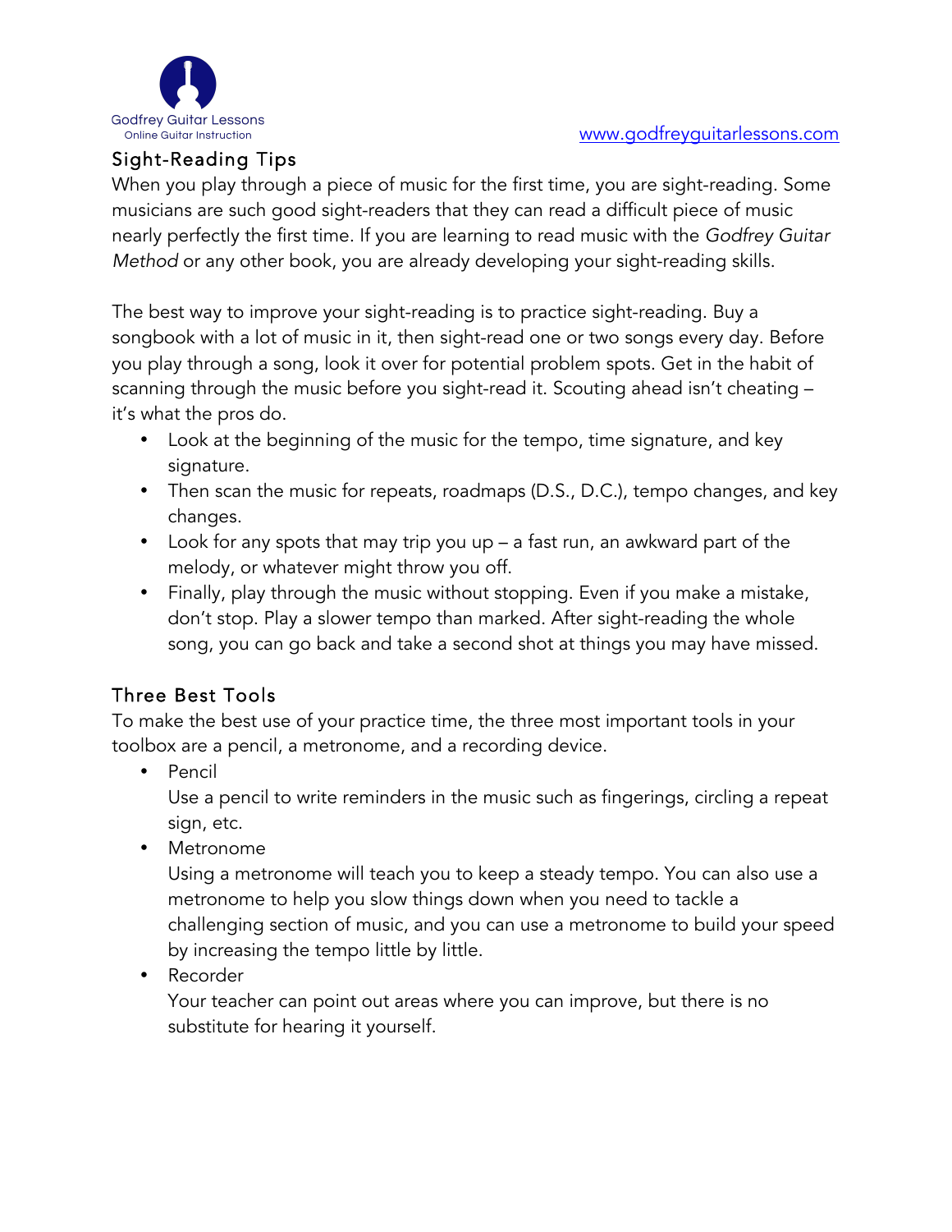## Sight-Reading Tips

When you play through a piece of music for the first time, you are sight-reading. Some musicians are such good sight-readers that they can read a difficult piece of music nearly perfectly the first time. If you are learning to read music with the *Godfrey Guitar Method* or any other book, you are already developing your sight-reading skills.

The best way to improve your sight-reading is to practice sight-reading. Buy a songbook with a lot of music in it, then sight-read one or two songs every day. Before you play through a song, look it over for potential problem spots. Get in the habit of scanning through the music before you sight-read it. Scouting ahead isn't cheating – it's what the pros do.

- Look at the beginning of the music for the tempo, time signature, and key signature.
- Then scan the music for repeats, roadmaps (D.S., D.C.), tempo changes, and key changes.
- Look for any spots that may trip you up – a fast run, an awkward part of the melody, or whatever might throw you off.
- Finally, play through the music without stopping. Even if you make a mistake, don't stop. Play a slower tempo than marked. After sight-reading the whole song, you can go back and take a second shot at things you may have missed.

## Three Best Tools

To make the best use of your practice time, the three most important tools in your toolbox are a pencil, a metronome, and a recording device.

- Pencil
  Use a pencil to write reminders in the music such as fingerings, circling a repeat sign, etc.
- Metronome
  Using a metronome will teach you to keep a steady tempo. You can also use a metronome to help you slow things down when you need to tackle a challenging section of music, and you can use a metronome to build your speed by increasing the tempo little by little.
- Recorder
  Your teacher can point out areas where you can improve, but there is no substitute for hearing it yourself.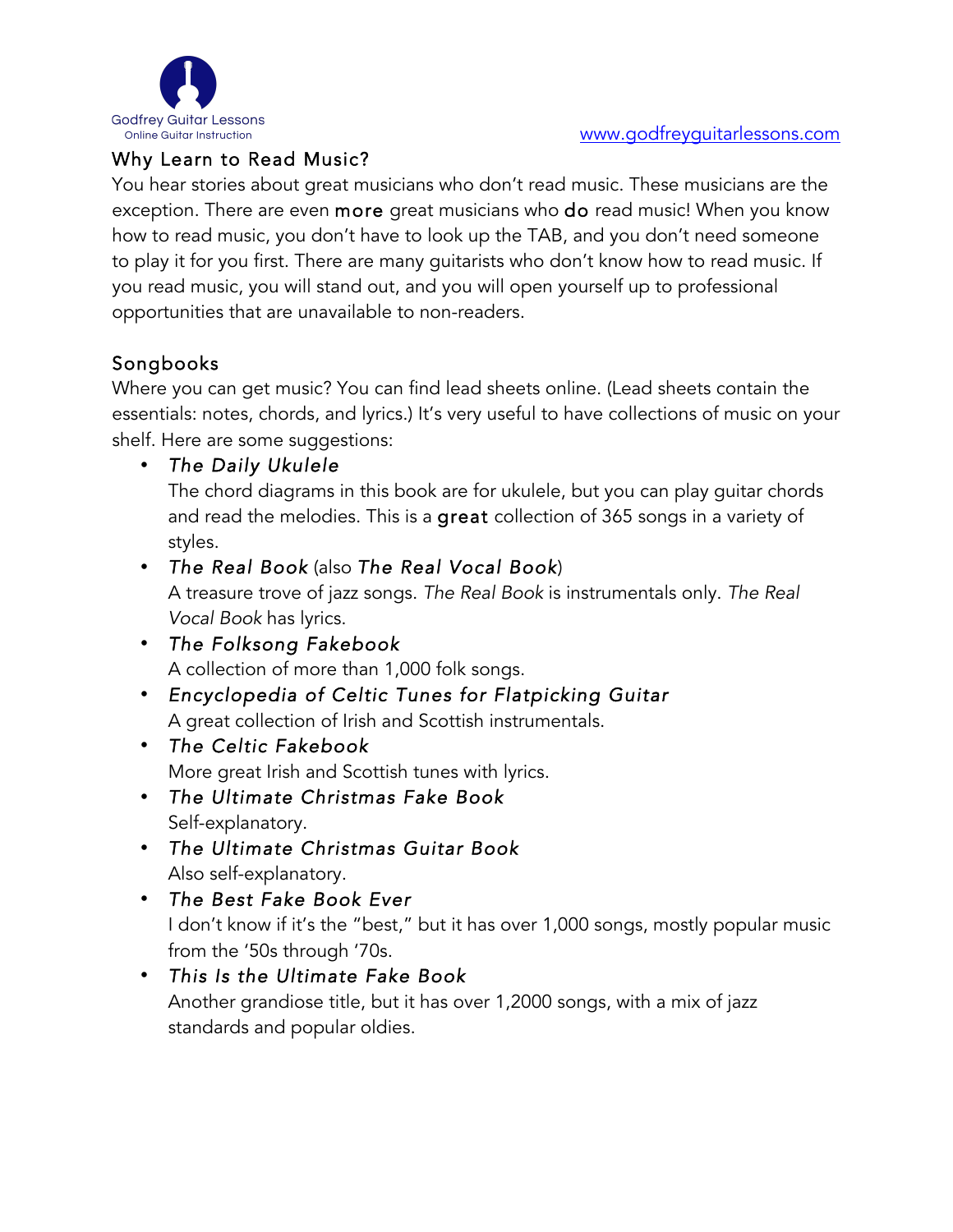## Why Learn to Read Music?

You hear stories about great musicians who don't read music. These musicians are the exception. There are even **more** great musicians who **do** read music! When you know how to read music, you don't have to look up the TAB, and you don't need someone to play it for you first. There are many guitarists who don't know how to read music. If you read music, you will stand out, and you will open yourself up to professional opportunities that are unavailable to non-readers.

## Songbooks

Where you can get music? You can find lead sheets online. (Lead sheets contain the essentials: notes, chords, and lyrics.) It's very useful to have collections of music on your shelf. Here are some suggestions:

- *The Daily Ukulele*
  The chord diagrams in this book are for ukulele, but you can play guitar chords and read the melodies. This is a **great** collection of 365 songs in a variety of styles.
- *The Real Book* (also *The Real Vocal Book*)
  A treasure trove of jazz songs. *The Real Book* is instrumentals only. *The Real Vocal Book* has lyrics.
- *The Folksong Fakebook*
  A collection of more than 1,000 folk songs.
- *Encyclopedia of Celtic Tunes for Flatpicking Guitar*
  A great collection of Irish and Scottish instrumentals.
- *The Celtic Fakebook*
  More great Irish and Scottish tunes with lyrics.
- *The Ultimate Christmas Fake Book*
  Self-explanatory.
- *The Ultimate Christmas Guitar Book*
  Also self-explanatory.
- *The Best Fake Book Ever*
  I don't know if it's the "best," but it has over 1,000 songs, mostly popular music from the '50s through '70s.
- *This Is the Ultimate Fake Book*
  Another grandiose title, but it has over 1,2000 songs, with a mix of jazz standards and popular oldies.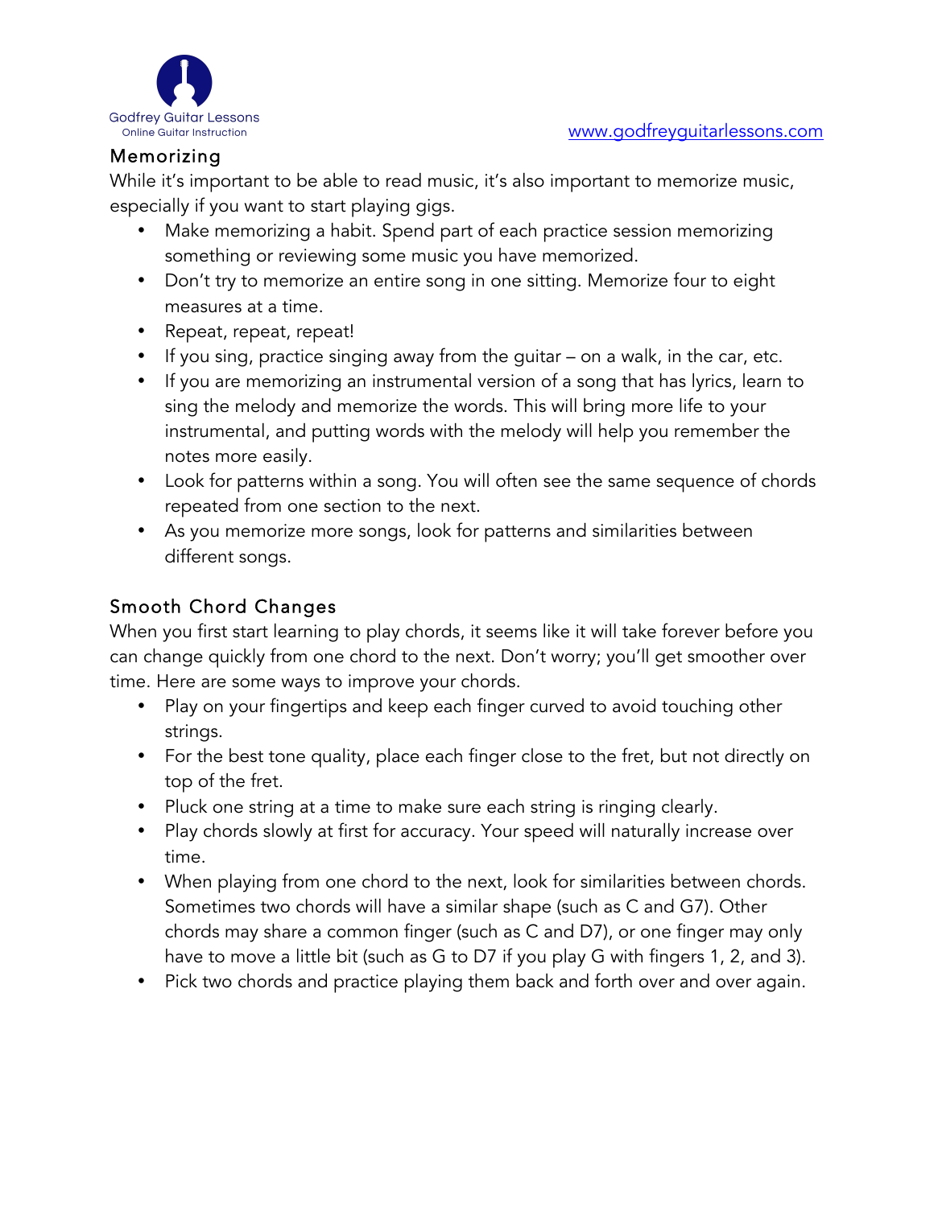## Memorizing

While it's important to be able to read music, it's also important to memorize music, especially if you want to start playing gigs.

- Make memorizing a habit. Spend part of each practice session memorizing something or reviewing some music you have memorized.
- Don't try to memorize an entire song in one sitting. Memorize four to eight measures at a time.
- Repeat, repeat, repeat!
- If you sing, practice singing away from the guitar – on a walk, in the car, etc.
- If you are memorizing an instrumental version of a song that has lyrics, learn to sing the melody and memorize the words. This will bring more life to your instrumental, and putting words with the melody will help you remember the notes more easily.
- Look for patterns within a song. You will often see the same sequence of chords repeated from one section to the next.
- As you memorize more songs, look for patterns and similarities between different songs.

## Smooth Chord Changes

When you first start learning to play chords, it seems like it will take forever before you can change quickly from one chord to the next. Don't worry; you'll get smoother over time. Here are some ways to improve your chords.

- Play on your fingertips and keep each finger curved to avoid touching other strings.
- For the best tone quality, place each finger close to the fret, but not directly on top of the fret.
- Pluck one string at a time to make sure each string is ringing clearly.
- Play chords slowly at first for accuracy. Your speed will naturally increase over time.
- When playing from one chord to the next, look for similarities between chords. Sometimes two chords will have a similar shape (such as C and G7). Other chords may share a common finger (such as C and D7), or one finger may only have to move a little bit (such as G to D7 if you play G with fingers 1, 2, and 3).
- Pick two chords and practice playing them back and forth over and over again.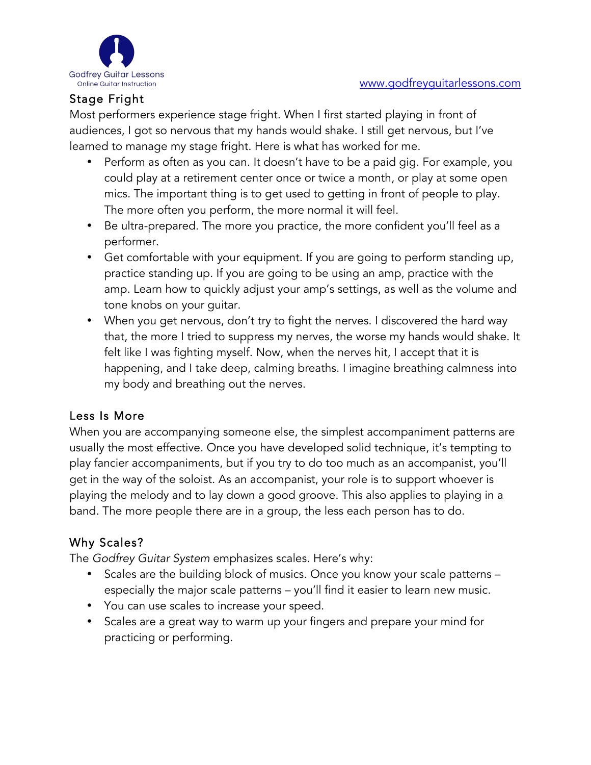## Stage Fright

Most performers experience stage fright. When I first started playing in front of audiences, I got so nervous that my hands would shake. I still get nervous, but I've learned to manage my stage fright. Here is what has worked for me.

- Perform as often as you can. It doesn't have to be a paid gig. For example, you could play at a retirement center once or twice a month, or play at some open mics. The important thing is to get used to getting in front of people to play. The more often you perform, the more normal it will feel.
- Be ultra-prepared. The more you practice, the more confident you'll feel as a performer.
- Get comfortable with your equipment. If you are going to perform standing up, practice standing up. If you are going to be using an amp, practice with the amp. Learn how to quickly adjust your amp's settings, as well as the volume and tone knobs on your guitar.
- When you get nervous, don't try to fight the nerves. I discovered the hard way that, the more I tried to suppress my nerves, the worse my hands would shake. It felt like I was fighting myself. Now, when the nerves hit, I accept that it is happening, and I take deep, calming breaths. I imagine breathing calmness into my body and breathing out the nerves.

## Less Is More

When you are accompanying someone else, the simplest accompaniment patterns are usually the most effective. Once you have developed solid technique, it's tempting to play fancier accompaniments, but if you try to do too much as an accompanist, you'll get in the way of the soloist. As an accompanist, your role is to support whoever is playing the melody and to lay down a good groove. This also applies to playing in a band. The more people there are in a group, the less each person has to do.

## Why Scales?

The *Godfrey Guitar System* emphasizes scales. Here's why:

- Scales are the building block of musics. Once you know your scale patterns – especially the major scale patterns – you'll find it easier to learn new music.
- You can use scales to increase your speed.
- Scales are a great way to warm up your fingers and prepare your mind for practicing or performing.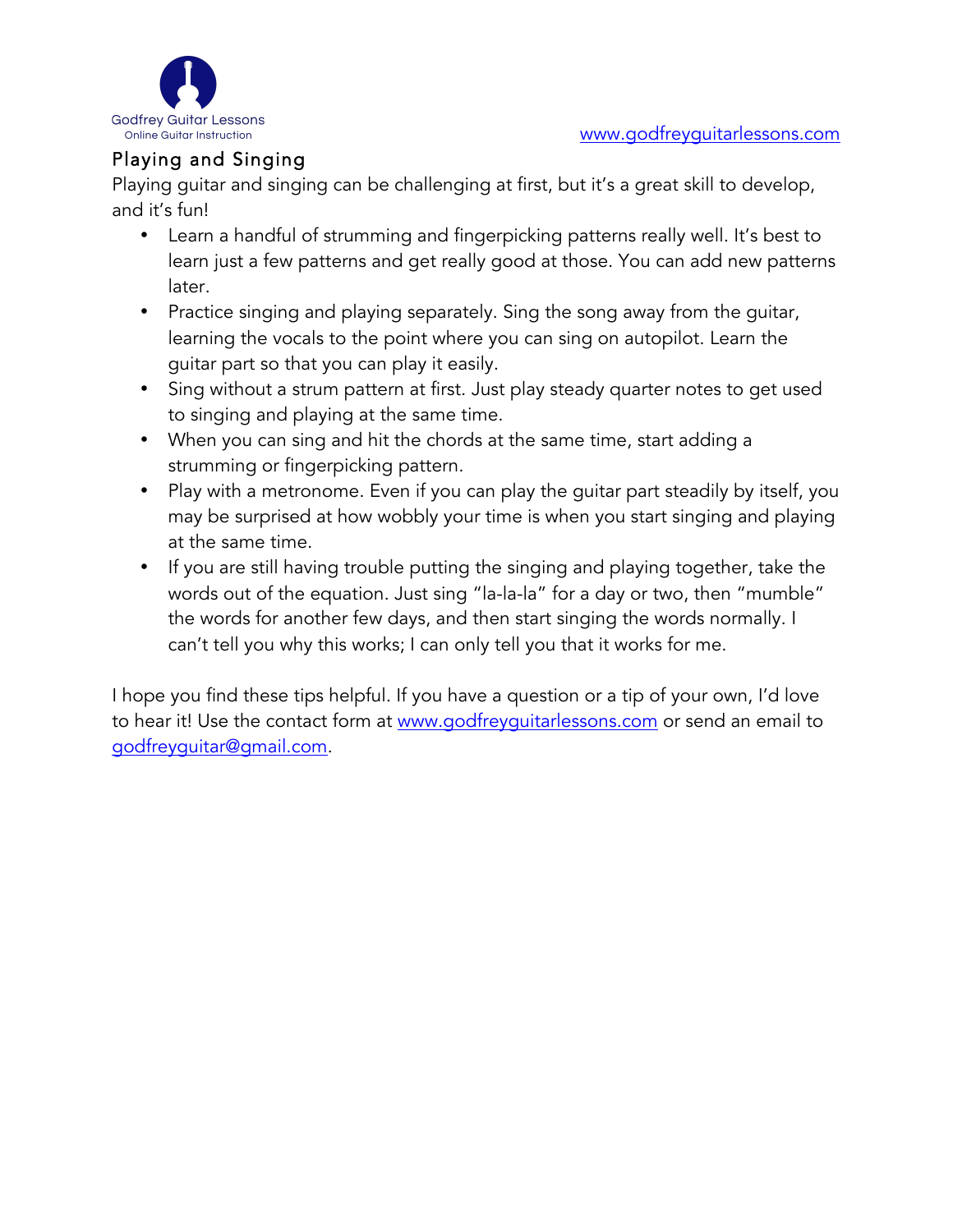Godfrey Guitar Lessons
Online Guitar Instruction

www.godfreyguitarlessons.com

## Playing and Singing

Playing guitar and singing can be challenging at first, but it's a great skill to develop, and it's fun!

- Learn a handful of strumming and fingerpicking patterns really well. It's best to learn just a few patterns and get really good at those. You can add new patterns later.
- Practice singing and playing separately. Sing the song away from the guitar, learning the vocals to the point where you can sing on autopilot. Learn the guitar part so that you can play it easily.
- Sing without a strum pattern at first. Just play steady quarter notes to get used to singing and playing at the same time.
- When you can sing and hit the chords at the same time, start adding a strumming or fingerpicking pattern.
- Play with a metronome. Even if you can play the guitar part steadily by itself, you may be surprised at how wobbly your time is when you start singing and playing at the same time.
- If you are still having trouble putting the singing and playing together, take the words out of the equation. Just sing "la-la-la" for a day or two, then "mumble" the words for another few days, and then start singing the words normally. I can't tell you why this works; I can only tell you that it works for me.

I hope you find these tips helpful. If you have a question or a tip of your own, I'd love to hear it! Use the contact form at www.godfreyguitarlessons.com or send an email to godfreyguitar@gmail.com.